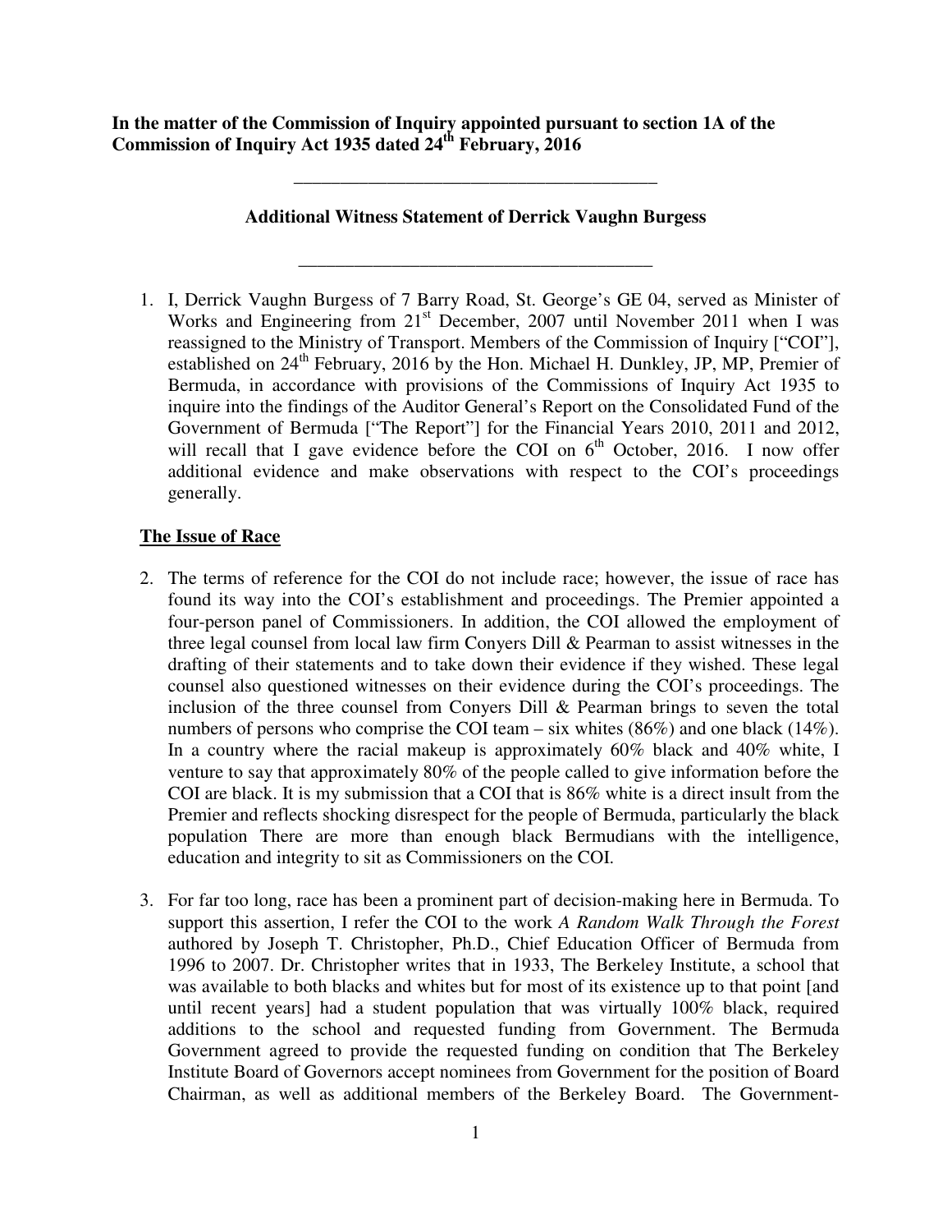**In the matter of the Commission of Inquiry appointed pursuant to section 1A of the Commission of Inquiry Act 1935 dated 24th February, 2016**

---

**Additional Witness Statement of Derrick Vaughn Burgess**

---

1. I, Derrick Vaughn Burgess of 7 Barry Road, St. George's GE 04, served as Minister of Works and Engineering from 21st December, 2007 until November 2011 when I was reassigned to the Ministry of Transport. Members of the Commission of Inquiry ["COI"], established on 24th February, 2016 by the Hon. Michael H. Dunkley, JP, MP, Premier of Bermuda, in accordance with provisions of the Commissions of Inquiry Act 1935 to inquire into the findings of the Auditor General's Report on the Consolidated Fund of the Government of Bermuda ["The Report"] for the Financial Years 2010, 2011 and 2012, will recall that I gave evidence before the COI on 6th October, 2016. I now offer additional evidence and make observations with respect to the COI's proceedings generally.

**The Issue of Race**

2. The terms of reference for the COI do not include race; however, the issue of race has found its way into the COI's establishment and proceedings. The Premier appointed a four-person panel of Commissioners. In addition, the COI allowed the employment of three legal counsel from local law firm Conyers Dill & Pearman to assist witnesses in the drafting of their statements and to take down their evidence if they wished. These legal counsel also questioned witnesses on their evidence during the COI's proceedings. The inclusion of the three counsel from Conyers Dill & Pearman brings to seven the total numbers of persons who comprise the COI team – six whites (86%) and one black (14%). In a country where the racial makeup is approximately 60% black and 40% white, I venture to say that approximately 80% of the people called to give information before the COI are black. It is my submission that a COI that is 86% white is a direct insult from the Premier and reflects shocking disrespect for the people of Bermuda, particularly the black population There are more than enough black Bermudians with the intelligence, education and integrity to sit as Commissioners on the COI.

3. For far too long, race has been a prominent part of decision-making here in Bermuda. To support this assertion, I refer the COI to the work *A Random Walk Through the Forest* authored by Joseph T. Christopher, Ph.D., Chief Education Officer of Bermuda from 1996 to 2007. Dr. Christopher writes that in 1933, The Berkeley Institute, a school that was available to both blacks and whites but for most of its existence up to that point [and until recent years] had a student population that was virtually 100% black, required additions to the school and requested funding from Government. The Bermuda Government agreed to provide the requested funding on condition that The Berkeley Institute Board of Governors accept nominees from Government for the position of Board Chairman, as well as additional members of the Berkeley Board. The Government-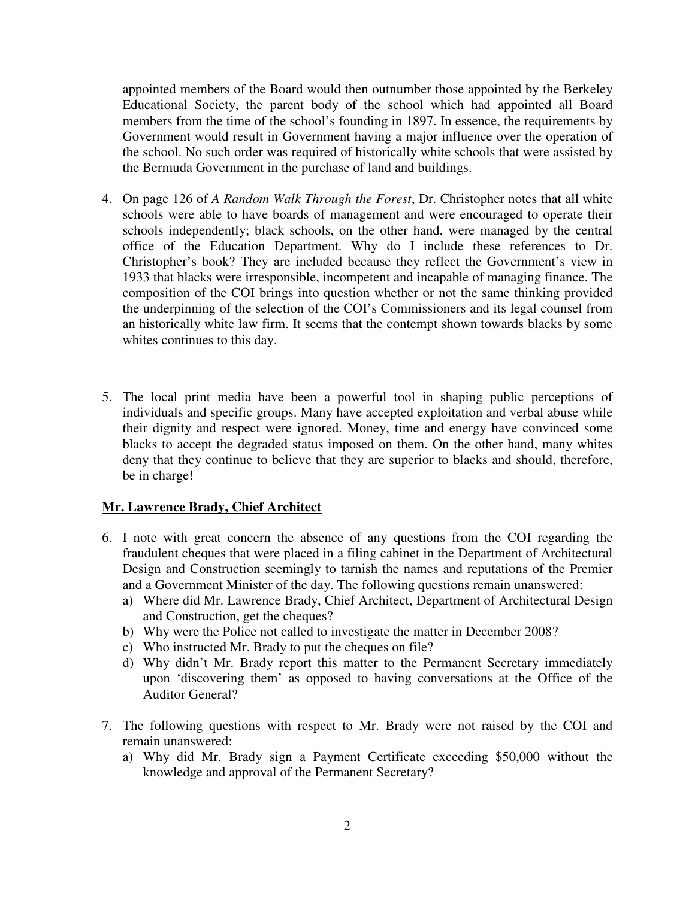appointed members of the Board would then outnumber those appointed by the Berkeley Educational Society, the parent body of the school which had appointed all Board members from the time of the school's founding in 1897. In essence, the requirements by Government would result in Government having a major influence over the operation of the school. No such order was required of historically white schools that were assisted by the Bermuda Government in the purchase of land and buildings.

4. On page 126 of *A Random Walk Through the Forest*, Dr. Christopher notes that all white schools were able to have boards of management and were encouraged to operate their schools independently; black schools, on the other hand, were managed by the central office of the Education Department. Why do I include these references to Dr. Christopher's book? They are included because they reflect the Government's view in 1933 that blacks were irresponsible, incompetent and incapable of managing finance. The composition of the COI brings into question whether or not the same thinking provided the underpinning of the selection of the COI's Commissioners and its legal counsel from an historically white law firm. It seems that the contempt shown towards blacks by some whites continues to this day.

5. The local print media have been a powerful tool in shaping public perceptions of individuals and specific groups. Many have accepted exploitation and verbal abuse while their dignity and respect were ignored. Money, time and energy have convinced some blacks to accept the degraded status imposed on them. On the other hand, many whites deny that they continue to believe that they are superior to blacks and should, therefore, be in charge!

**Mr. Lawrence Brady, Chief Architect**

6. I note with great concern the absence of any questions from the COI regarding the fraudulent cheques that were placed in a filing cabinet in the Department of Architectural Design and Construction seemingly to tarnish the names and reputations of the Premier and a Government Minister of the day. The following questions remain unanswered:
   a) Where did Mr. Lawrence Brady, Chief Architect, Department of Architectural Design and Construction, get the cheques?
   b) Why were the Police not called to investigate the matter in December 2008?
   c) Who instructed Mr. Brady to put the cheques on file?
   d) Why didn't Mr. Brady report this matter to the Permanent Secretary immediately upon 'discovering them' as opposed to having conversations at the Office of the Auditor General?

7. The following questions with respect to Mr. Brady were not raised by the COI and remain unanswered:
   a) Why did Mr. Brady sign a Payment Certificate exceeding $50,000 without the knowledge and approval of the Permanent Secretary?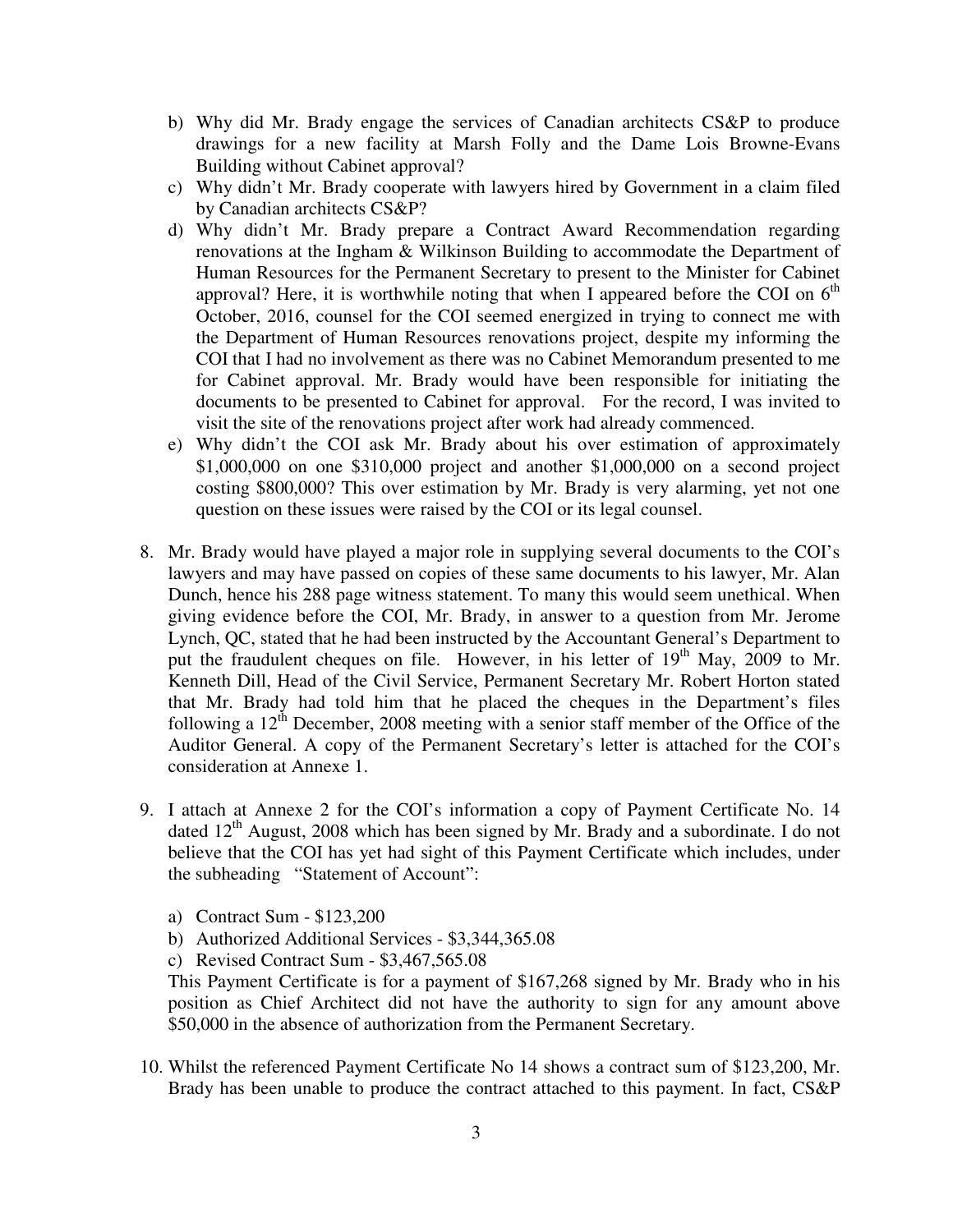b) Why did Mr. Brady engage the services of Canadian architects CS&P to produce drawings for a new facility at Marsh Folly and the Dame Lois Browne-Evans Building without Cabinet approval?
c) Why didn't Mr. Brady cooperate with lawyers hired by Government in a claim filed by Canadian architects CS&P?
d) Why didn't Mr. Brady prepare a Contract Award Recommendation regarding renovations at the Ingham & Wilkinson Building to accommodate the Department of Human Resources for the Permanent Secretary to present to the Minister for Cabinet approval? Here, it is worthwhile noting that when I appeared before the COI on 6th October, 2016, counsel for the COI seemed energized in trying to connect me with the Department of Human Resources renovations project, despite my informing the COI that I had no involvement as there was no Cabinet Memorandum presented to me for Cabinet approval. Mr. Brady would have been responsible for initiating the documents to be presented to Cabinet for approval. For the record, I was invited to visit the site of the renovations project after work had already commenced.
e) Why didn't the COI ask Mr. Brady about his over estimation of approximately $1,000,000 on one $310,000 project and another $1,000,000 on a second project costing $800,000? This over estimation by Mr. Brady is very alarming, yet not one question on these issues were raised by the COI or its legal counsel.

8. Mr. Brady would have played a major role in supplying several documents to the COI's lawyers and may have passed on copies of these same documents to his lawyer, Mr. Alan Dunch, hence his 288 page witness statement. To many this would seem unethical. When giving evidence before the COI, Mr. Brady, in answer to a question from Mr. Jerome Lynch, QC, stated that he had been instructed by the Accountant General's Department to put the fraudulent cheques on file. However, in his letter of 19th May, 2009 to Mr. Kenneth Dill, Head of the Civil Service, Permanent Secretary Mr. Robert Horton stated that Mr. Brady had told him that he placed the cheques in the Department's files following a 12th December, 2008 meeting with a senior staff member of the Office of the Auditor General. A copy of the Permanent Secretary's letter is attached for the COI's consideration at Annexe 1.

9. I attach at Annexe 2 for the COI's information a copy of Payment Certificate No. 14 dated 12th August, 2008 which has been signed by Mr. Brady and a subordinate. I do not believe that the COI has yet had sight of this Payment Certificate which includes, under the subheading "Statement of Account":

   a) Contract Sum - $123,200
   b) Authorized Additional Services - $3,344,365.08
   c) Revised Contract Sum - $3,467,565.08

   This Payment Certificate is for a payment of $167,268 signed by Mr. Brady who in his position as Chief Architect did not have the authority to sign for any amount above $50,000 in the absence of authorization from the Permanent Secretary.

10. Whilst the referenced Payment Certificate No 14 shows a contract sum of $123,200, Mr. Brady has been unable to produce the contract attached to this payment. In fact, CS&P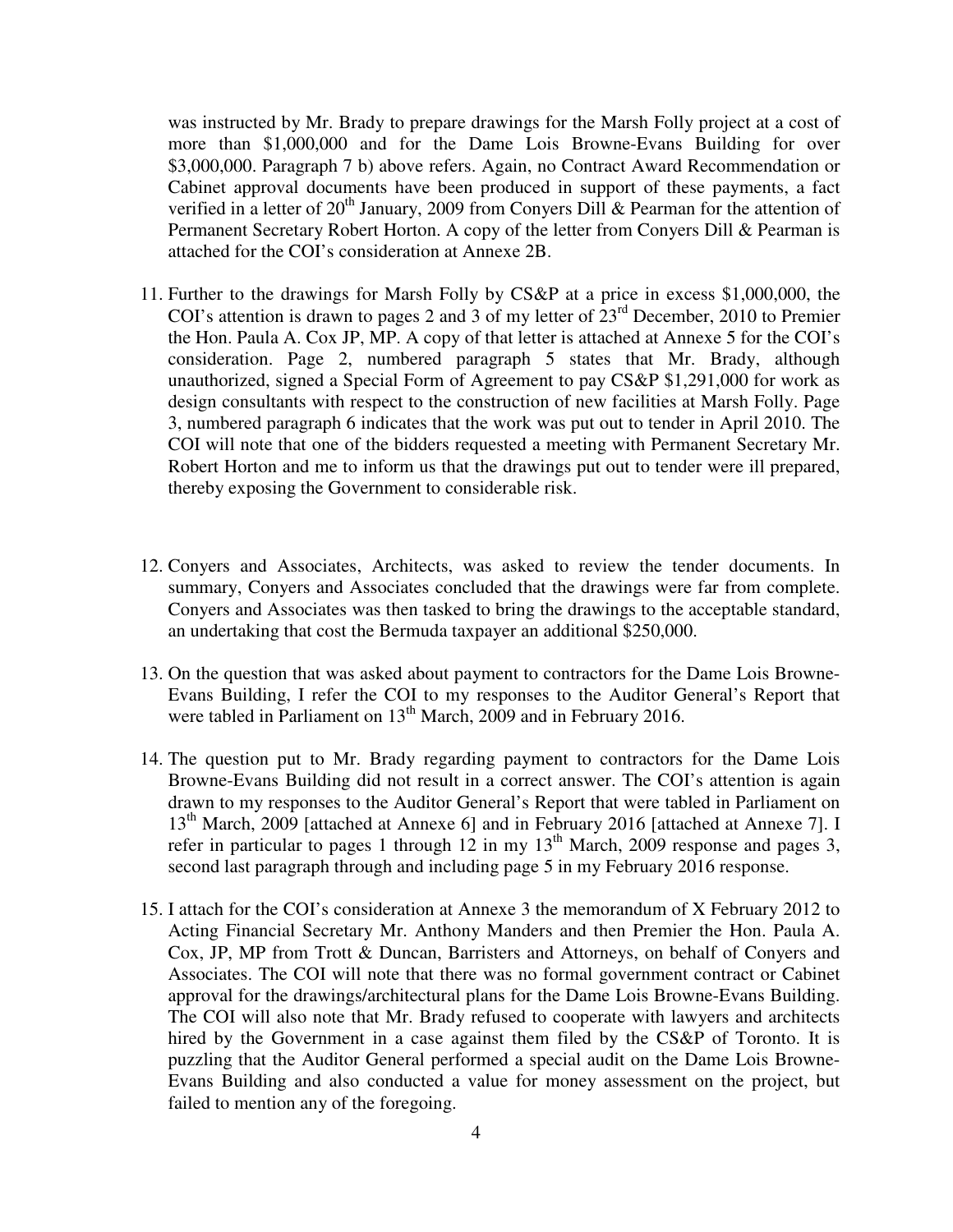was instructed by Mr. Brady to prepare drawings for the Marsh Folly project at a cost of more than $1,000,000 and for the Dame Lois Browne-Evans Building for over $3,000,000. Paragraph 7 b) above refers. Again, no Contract Award Recommendation or Cabinet approval documents have been produced in support of these payments, a fact verified in a letter of 20th January, 2009 from Conyers Dill & Pearman for the attention of Permanent Secretary Robert Horton. A copy of the letter from Conyers Dill & Pearman is attached for the COI's consideration at Annexe 2B.

11. Further to the drawings for Marsh Folly by CS&P at a price in excess $1,000,000, the COI's attention is drawn to pages 2 and 3 of my letter of 23rd December, 2010 to Premier the Hon. Paula A. Cox JP, MP. A copy of that letter is attached at Annexe 5 for the COI's consideration. Page 2, numbered paragraph 5 states that Mr. Brady, although unauthorized, signed a Special Form of Agreement to pay CS&P $1,291,000 for work as design consultants with respect to the construction of new facilities at Marsh Folly. Page 3, numbered paragraph 6 indicates that the work was put out to tender in April 2010. The COI will note that one of the bidders requested a meeting with Permanent Secretary Mr. Robert Horton and me to inform us that the drawings put out to tender were ill prepared, thereby exposing the Government to considerable risk.

12. Conyers and Associates, Architects, was asked to review the tender documents. In summary, Conyers and Associates concluded that the drawings were far from complete. Conyers and Associates was then tasked to bring the drawings to the acceptable standard, an undertaking that cost the Bermuda taxpayer an additional $250,000.

13. On the question that was asked about payment to contractors for the Dame Lois Browne-Evans Building, I refer the COI to my responses to the Auditor General's Report that were tabled in Parliament on 13th March, 2009 and in February 2016.

14. The question put to Mr. Brady regarding payment to contractors for the Dame Lois Browne-Evans Building did not result in a correct answer. The COI's attention is again drawn to my responses to the Auditor General's Report that were tabled in Parliament on 13th March, 2009 [attached at Annexe 6] and in February 2016 [attached at Annexe 7]. I refer in particular to pages 1 through 12 in my 13th March, 2009 response and pages 3, second last paragraph through and including page 5 in my February 2016 response.

15. I attach for the COI's consideration at Annexe 3 the memorandum of X February 2012 to Acting Financial Secretary Mr. Anthony Manders and then Premier the Hon. Paula A. Cox, JP, MP from Trott & Duncan, Barristers and Attorneys, on behalf of Conyers and Associates. The COI will note that there was no formal government contract or Cabinet approval for the drawings/architectural plans for the Dame Lois Browne-Evans Building. The COI will also note that Mr. Brady refused to cooperate with lawyers and architects hired by the Government in a case against them filed by the CS&P of Toronto. It is puzzling that the Auditor General performed a special audit on the Dame Lois Browne-Evans Building and also conducted a value for money assessment on the project, but failed to mention any of the foregoing.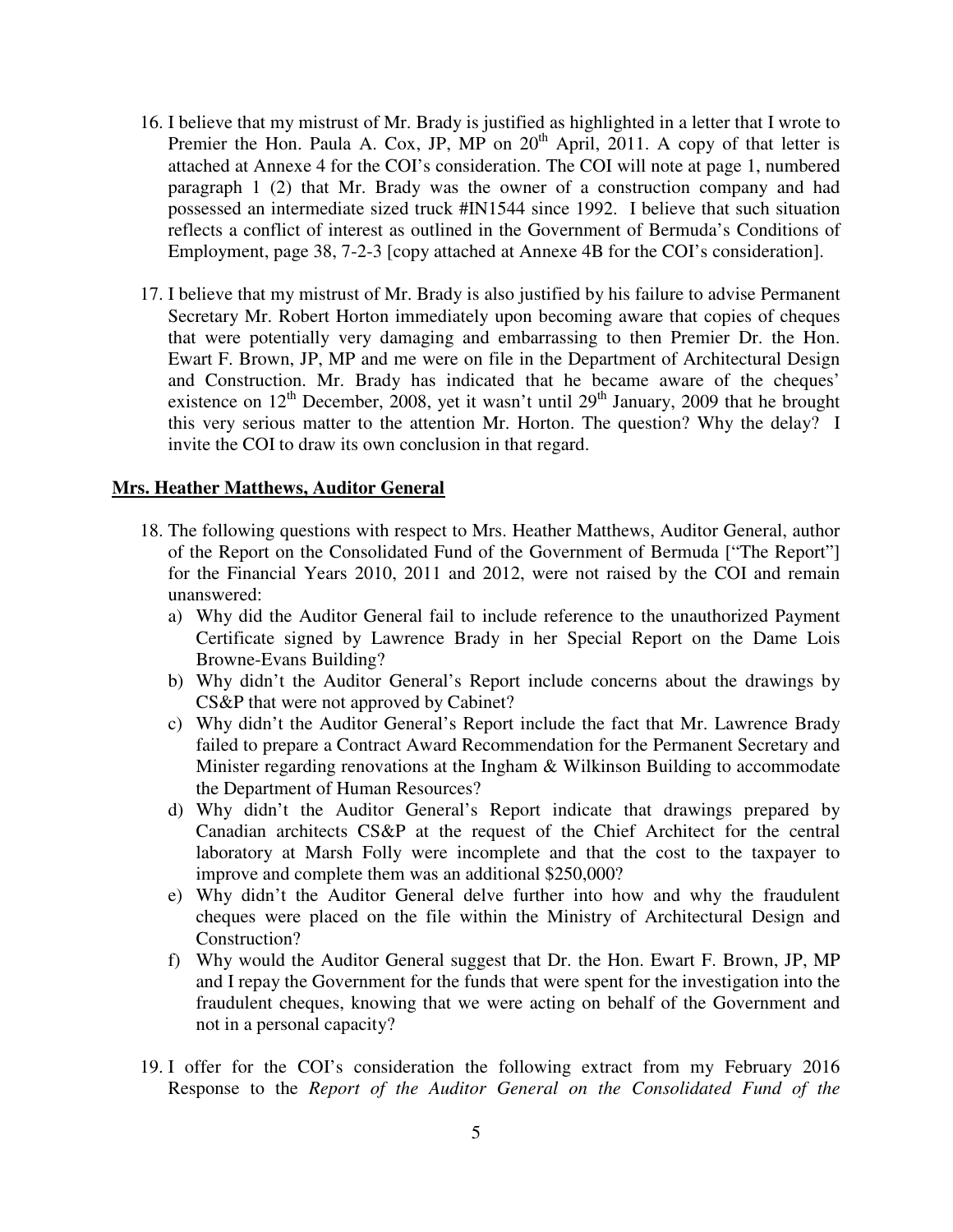16. I believe that my mistrust of Mr. Brady is justified as highlighted in a letter that I wrote to Premier the Hon. Paula A. Cox, JP, MP on 20th April, 2011. A copy of that letter is attached at Annexe 4 for the COI's consideration. The COI will note at page 1, numbered paragraph 1 (2) that Mr. Brady was the owner of a construction company and had possessed an intermediate sized truck #IN1544 since 1992. I believe that such situation reflects a conflict of interest as outlined in the Government of Bermuda's Conditions of Employment, page 38, 7-2-3 [copy attached at Annexe 4B for the COI's consideration].

17. I believe that my mistrust of Mr. Brady is also justified by his failure to advise Permanent Secretary Mr. Robert Horton immediately upon becoming aware that copies of cheques that were potentially very damaging and embarrassing to then Premier Dr. the Hon. Ewart F. Brown, JP, MP and me were on file in the Department of Architectural Design and Construction. Mr. Brady has indicated that he became aware of the cheques' existence on 12th December, 2008, yet it wasn't until 29th January, 2009 that he brought this very serious matter to the attention Mr. Horton. The question? Why the delay? I invite the COI to draw its own conclusion in that regard.

**Mrs. Heather Matthews, Auditor General**

18. The following questions with respect to Mrs. Heather Matthews, Auditor General, author of the Report on the Consolidated Fund of the Government of Bermuda ["The Report"] for the Financial Years 2010, 2011 and 2012, were not raised by the COI and remain unanswered:
    a) Why did the Auditor General fail to include reference to the unauthorized Payment Certificate signed by Lawrence Brady in her Special Report on the Dame Lois Browne-Evans Building?
    b) Why didn't the Auditor General's Report include concerns about the drawings by CS&P that were not approved by Cabinet?
    c) Why didn't the Auditor General's Report include the fact that Mr. Lawrence Brady failed to prepare a Contract Award Recommendation for the Permanent Secretary and Minister regarding renovations at the Ingham & Wilkinson Building to accommodate the Department of Human Resources?
    d) Why didn't the Auditor General's Report indicate that drawings prepared by Canadian architects CS&P at the request of the Chief Architect for the central laboratory at Marsh Folly were incomplete and that the cost to the taxpayer to improve and complete them was an additional $250,000?
    e) Why didn't the Auditor General delve further into how and why the fraudulent cheques were placed on the file within the Ministry of Architectural Design and Construction?
    f) Why would the Auditor General suggest that Dr. the Hon. Ewart F. Brown, JP, MP and I repay the Government for the funds that were spent for the investigation into the fraudulent cheques, knowing that we were acting on behalf of the Government and not in a personal capacity?

19. I offer for the COI's consideration the following extract from my February 2016 Response to the *Report of the Auditor General on the Consolidated Fund of the*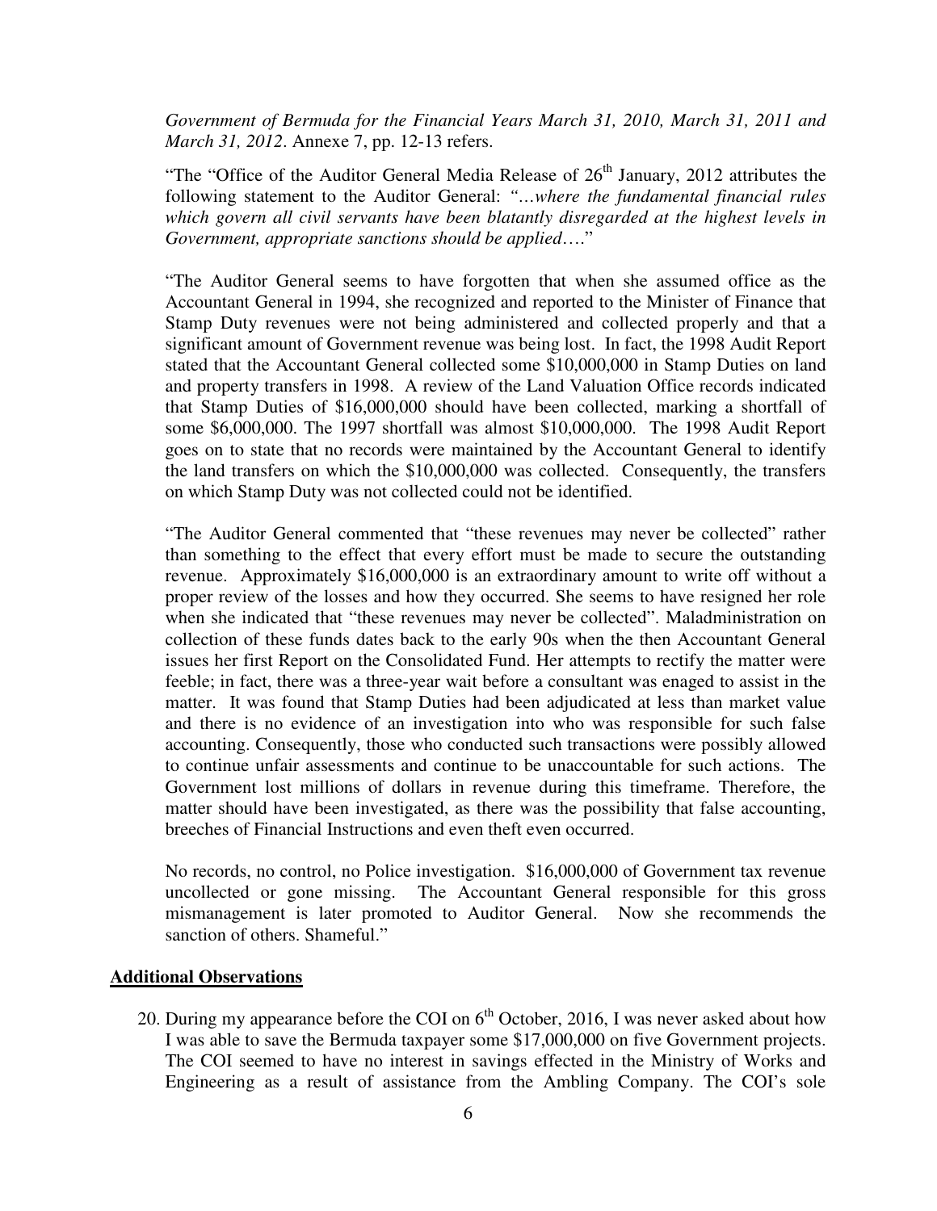*Government of Bermuda for the Financial Years March 31, 2010, March 31, 2011 and March 31, 2012*. Annexe 7, pp. 12-13 refers.

"The "Office of the Auditor General Media Release of 26th January, 2012 attributes the following statement to the Auditor General: *"…where the fundamental financial rules which govern all civil servants have been blatantly disregarded at the highest levels in Government, appropriate sanctions should be applied*…."

"The Auditor General seems to have forgotten that when she assumed office as the Accountant General in 1994, she recognized and reported to the Minister of Finance that Stamp Duty revenues were not being administered and collected properly and that a significant amount of Government revenue was being lost. In fact, the 1998 Audit Report stated that the Accountant General collected some $10,000,000 in Stamp Duties on land and property transfers in 1998. A review of the Land Valuation Office records indicated that Stamp Duties of $16,000,000 should have been collected, marking a shortfall of some $6,000,000. The 1997 shortfall was almost $10,000,000. The 1998 Audit Report goes on to state that no records were maintained by the Accountant General to identify the land transfers on which the $10,000,000 was collected. Consequently, the transfers on which Stamp Duty was not collected could not be identified.

"The Auditor General commented that "these revenues may never be collected" rather than something to the effect that every effort must be made to secure the outstanding revenue. Approximately $16,000,000 is an extraordinary amount to write off without a proper review of the losses and how they occurred. She seems to have resigned her role when she indicated that "these revenues may never be collected". Maladministration on collection of these funds dates back to the early 90s when the then Accountant General issues her first Report on the Consolidated Fund. Her attempts to rectify the matter were feeble; in fact, there was a three-year wait before a consultant was enaged to assist in the matter. It was found that Stamp Duties had been adjudicated at less than market value and there is no evidence of an investigation into who was responsible for such false accounting. Consequently, those who conducted such transactions were possibly allowed to continue unfair assessments and continue to be unaccountable for such actions. The Government lost millions of dollars in revenue during this timeframe. Therefore, the matter should have been investigated, as there was the possibility that false accounting, breeches of Financial Instructions and even theft even occurred.

No records, no control, no Police investigation. $16,000,000 of Government tax revenue uncollected or gone missing. The Accountant General responsible for this gross mismanagement is later promoted to Auditor General. Now she recommends the sanction of others. Shameful."

## Additional Observations

20. During my appearance before the COI on 6th October, 2016, I was never asked about how I was able to save the Bermuda taxpayer some $17,000,000 on five Government projects. The COI seemed to have no interest in savings effected in the Ministry of Works and Engineering as a result of assistance from the Ambling Company. The COI's sole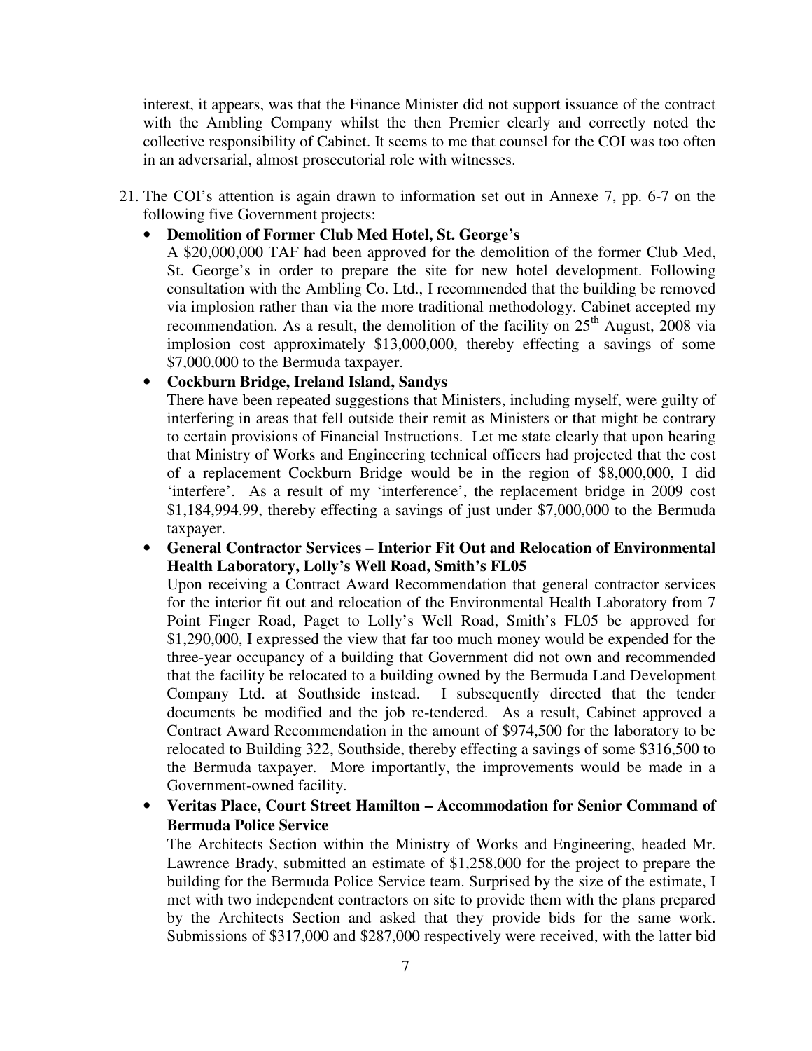interest, it appears, was that the Finance Minister did not support issuance of the contract with the Ambling Company whilst the then Premier clearly and correctly noted the collective responsibility of Cabinet. It seems to me that counsel for the COI was too often in an adversarial, almost prosecutorial role with witnesses.

21. The COI's attention is again drawn to information set out in Annexe 7, pp. 6-7 on the following five Government projects:

    - **Demolition of Former Club Med Hotel, St. George's**
      A $20,000,000 TAF had been approved for the demolition of the former Club Med, St. George's in order to prepare the site for new hotel development. Following consultation with the Ambling Co. Ltd., I recommended that the building be removed via implosion rather than via the more traditional methodology. Cabinet accepted my recommendation. As a result, the demolition of the facility on 25th August, 2008 via implosion cost approximately $13,000,000, thereby effecting a savings of some $7,000,000 to the Bermuda taxpayer.
    - **Cockburn Bridge, Ireland Island, Sandys**
      There have been repeated suggestions that Ministers, including myself, were guilty of interfering in areas that fell outside their remit as Ministers or that might be contrary to certain provisions of Financial Instructions. Let me state clearly that upon hearing that Ministry of Works and Engineering technical officers had projected that the cost of a replacement Cockburn Bridge would be in the region of $8,000,000, I did 'interfere'. As a result of my 'interference', the replacement bridge in 2009 cost $1,184,994.99, thereby effecting a savings of just under $7,000,000 to the Bermuda taxpayer.
    - **General Contractor Services – Interior Fit Out and Relocation of Environmental Health Laboratory, Lolly's Well Road, Smith's FL05**
      Upon receiving a Contract Award Recommendation that general contractor services for the interior fit out and relocation of the Environmental Health Laboratory from 7 Point Finger Road, Paget to Lolly's Well Road, Smith's FL05 be approved for $1,290,000, I expressed the view that far too much money would be expended for the three-year occupancy of a building that Government did not own and recommended that the facility be relocated to a building owned by the Bermuda Land Development Company Ltd. at Southside instead. I subsequently directed that the tender documents be modified and the job re-tendered. As a result, Cabinet approved a Contract Award Recommendation in the amount of $974,500 for the laboratory to be relocated to Building 322, Southside, thereby effecting a savings of some $316,500 to the Bermuda taxpayer. More importantly, the improvements would be made in a Government-owned facility.
    - **Veritas Place, Court Street Hamilton – Accommodation for Senior Command of Bermuda Police Service**
      The Architects Section within the Ministry of Works and Engineering, headed Mr. Lawrence Brady, submitted an estimate of $1,258,000 for the project to prepare the building for the Bermuda Police Service team. Surprised by the size of the estimate, I met with two independent contractors on site to provide them with the plans prepared by the Architects Section and asked that they provide bids for the same work. Submissions of $317,000 and $287,000 respectively were received, with the latter bid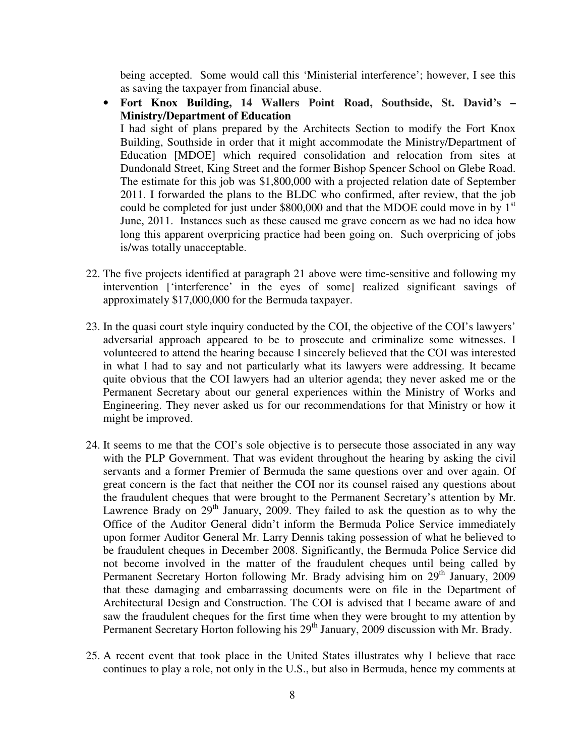being accepted. Some would call this 'Ministerial interference'; however, I see this as saving the taxpayer from financial abuse.

- **Fort Knox Building, 14 Wallers Point Road, Southside, St. David's – Ministry/Department of Education**
  I had sight of plans prepared by the Architects Section to modify the Fort Knox Building, Southside in order that it might accommodate the Ministry/Department of Education [MDOE] which required consolidation and relocation from sites at Dundonald Street, King Street and the former Bishop Spencer School on Glebe Road. The estimate for this job was $1,800,000 with a projected relation date of September 2011. I forwarded the plans to the BLDC who confirmed, after review, that the job could be completed for just under $800,000 and that the MDOE could move in by 1st June, 2011. Instances such as these caused me grave concern as we had no idea how long this apparent overpricing practice had been going on. Such overpricing of jobs is/was totally unacceptable.

22. The five projects identified at paragraph 21 above were time-sensitive and following my intervention ['interference' in the eyes of some] realized significant savings of approximately $17,000,000 for the Bermuda taxpayer.

23. In the quasi court style inquiry conducted by the COI, the objective of the COI's lawyers' adversarial approach appeared to be to prosecute and criminalize some witnesses. I volunteered to attend the hearing because I sincerely believed that the COI was interested in what I had to say and not particularly what its lawyers were addressing. It became quite obvious that the COI lawyers had an ulterior agenda; they never asked me or the Permanent Secretary about our general experiences within the Ministry of Works and Engineering. They never asked us for our recommendations for that Ministry or how it might be improved.

24. It seems to me that the COI's sole objective is to persecute those associated in any way with the PLP Government. That was evident throughout the hearing by asking the civil servants and a former Premier of Bermuda the same questions over and over again. Of great concern is the fact that neither the COI nor its counsel raised any questions about the fraudulent cheques that were brought to the Permanent Secretary's attention by Mr. Lawrence Brady on 29th January, 2009. They failed to ask the question as to why the Office of the Auditor General didn't inform the Bermuda Police Service immediately upon former Auditor General Mr. Larry Dennis taking possession of what he believed to be fraudulent cheques in December 2008. Significantly, the Bermuda Police Service did not become involved in the matter of the fraudulent cheques until being called by Permanent Secretary Horton following Mr. Brady advising him on 29th January, 2009 that these damaging and embarrassing documents were on file in the Department of Architectural Design and Construction. The COI is advised that I became aware of and saw the fraudulent cheques for the first time when they were brought to my attention by Permanent Secretary Horton following his 29th January, 2009 discussion with Mr. Brady.

25. A recent event that took place in the United States illustrates why I believe that race continues to play a role, not only in the U.S., but also in Bermuda, hence my comments at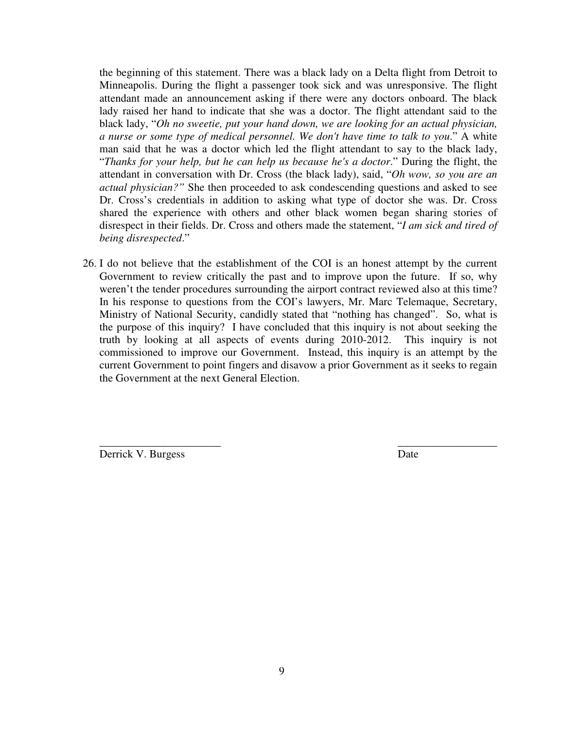the beginning of this statement. There was a black lady on a Delta flight from Detroit to Minneapolis. During the flight a passenger took sick and was unresponsive. The flight attendant made an announcement asking if there were any doctors onboard. The black lady raised her hand to indicate that she was a doctor. The flight attendant said to the black lady, "*Oh no sweetie, put your hand down, we are looking for an actual physician, a nurse or some type of medical personnel. We don't have time to talk to you*." A white man said that he was a doctor which led the flight attendant to say to the black lady, "*Thanks for your help, but he can help us because he's a doctor*." During the flight, the attendant in conversation with Dr. Cross (the black lady), said, "*Oh wow, so you are an actual physician?*" She then proceeded to ask condescending questions and asked to see Dr. Cross's credentials in addition to asking what type of doctor she was. Dr. Cross shared the experience with others and other black women began sharing stories of disrespect in their fields. Dr. Cross and others made the statement, "*I am sick and tired of being disrespected*."

26. I do not believe that the establishment of the COI is an honest attempt by the current Government to review critically the past and to improve upon the future. If so, why weren't the tender procedures surrounding the airport contract reviewed also at this time? In his response to questions from the COI's lawyers, Mr. Marc Telemaque, Secretary, Ministry of National Security, candidly stated that "nothing has changed". So, what is the purpose of this inquiry? I have concluded that this inquiry is not about seeking the truth by looking at all aspects of events during 2010-2012. This inquiry is not commissioned to improve our Government. Instead, this inquiry is an attempt by the current Government to point fingers and disavow a prior Government as it seeks to regain the Government at the next General Election.

______________________ __________________

Derrick V. Burgess Date